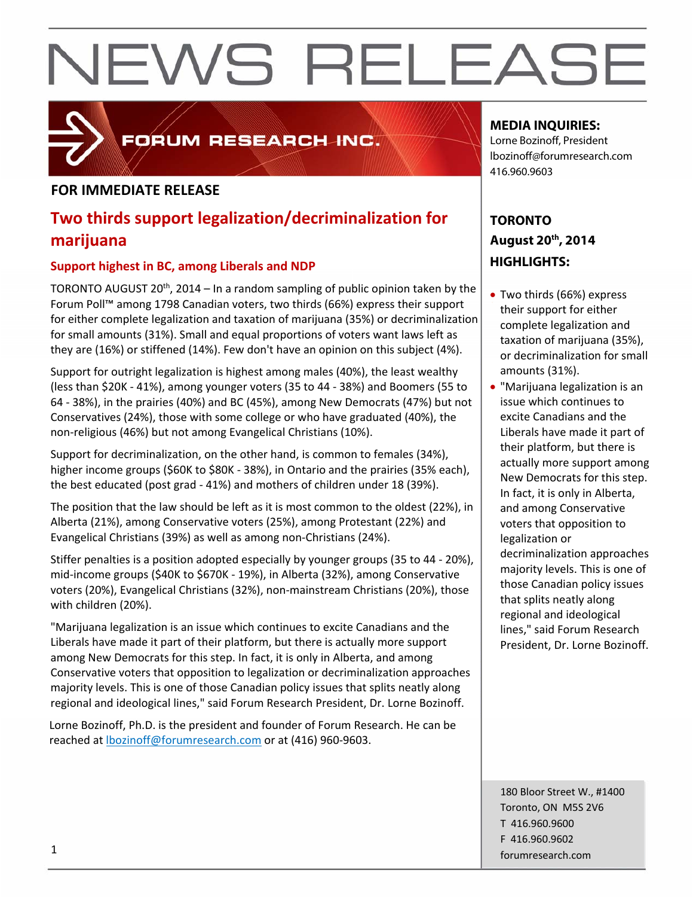# NEWS RELEASE

FORUM RESEARCH INC.

**MEDIA INQUIRIES:**
Lorne Bozinoff, President
lbozinoff@forumresearch.com
416.960.9603

**FOR IMMEDIATE RELEASE**

## Two thirds support legalization/decriminalization for marijuana

### Support highest in BC, among Liberals and NDP

TORONTO AUGUST 20th, 2014 – In a random sampling of public opinion taken by the Forum Poll™ among 1798 Canadian voters, two thirds (66%) express their support for either complete legalization and taxation of marijuana (35%) or decriminalization for small amounts (31%). Small and equal proportions of voters want laws left as they are (16%) or stiffened (14%). Few don't have an opinion on this subject (4%).

Support for outright legalization is highest among males (40%), the least wealthy (less than $20K - 41%), among younger voters (35 to 44 - 38%) and Boomers (55 to 64 - 38%), in the prairies (40%) and BC (45%), among New Democrats (47%) but not Conservatives (24%), those with some college or who have graduated (40%), the non-religious (46%) but not among Evangelical Christians (10%).

Support for decriminalization, on the other hand, is common to females (34%), higher income groups ($60K to $80K - 38%), in Ontario and the prairies (35% each), the best educated (post grad - 41%) and mothers of children under 18 (39%).

The position that the law should be left as it is most common to the oldest (22%), in Alberta (21%), among Conservative voters (25%), among Protestant (22%) and Evangelical Christians (39%) as well as among non-Christians (24%).

Stiffer penalties is a position adopted especially by younger groups (35 to 44 - 20%), mid-income groups ($40K to $670K - 19%), in Alberta (32%), among Conservative voters (20%), Evangelical Christians (32%), non-mainstream Christians (20%), those with children (20%).

"Marijuana legalization is an issue which continues to excite Canadians and the Liberals have made it part of their platform, but there is actually more support among New Democrats for this step. In fact, it is only in Alberta, and among Conservative voters that opposition to legalization or decriminalization approaches majority levels. This is one of those Canadian policy issues that splits neatly along regional and ideological lines," said Forum Research President, Dr. Lorne Bozinoff.

Lorne Bozinoff, Ph.D. is the president and founder of Forum Research. He can be reached at lbozinoff@forumresearch.com or at (416) 960-9603.

**TORONTO**
**August 20th, 2014**
**HIGHLIGHTS:**

- Two thirds (66%) express their support for either complete legalization and taxation of marijuana (35%), or decriminalization for small amounts (31%).
- "Marijuana legalization is an issue which continues to excite Canadians and the Liberals have made it part of their platform, but there is actually more support among New Democrats for this step. In fact, it is only in Alberta, and among Conservative voters that opposition to legalization or decriminalization approaches majority levels. This is one of those Canadian policy issues that splits neatly along regional and ideological lines," said Forum Research President, Dr. Lorne Bozinoff.

180 Bloor Street W., #1400
Toronto, ON M5S 2V6
T 416.960.9600
F 416.960.9602
forumresearch.com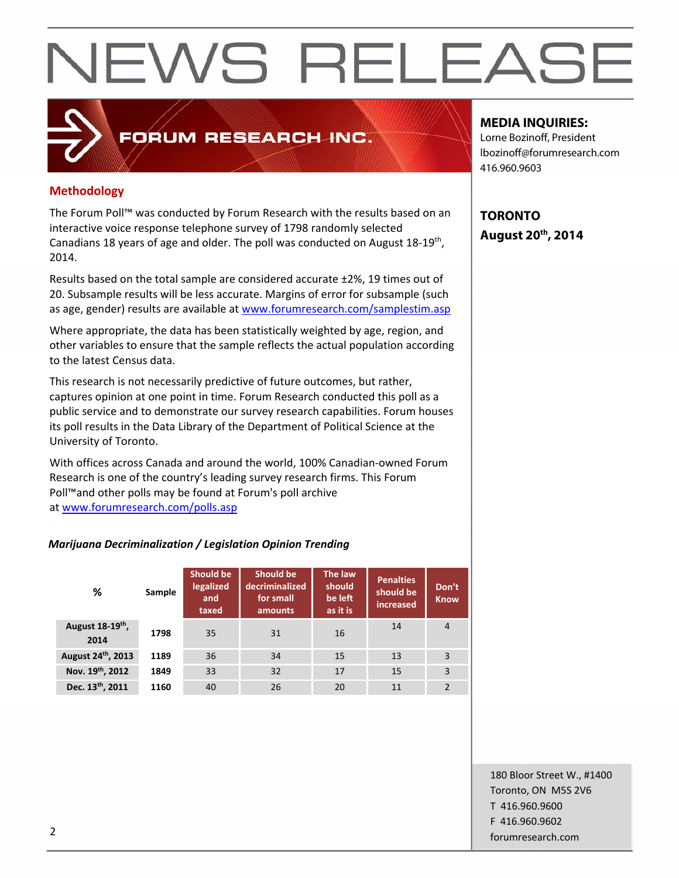# NEWS RELEASE

FORUM RESEARCH INC.

**MEDIA INQUIRIES:**
Lorne Bozinoff, President
lbozinoff@forumresearch.com
416.960.9603

**TORONTO**
**August 20th, 2014**

## Methodology

The Forum Poll™ was conducted by Forum Research with the results based on an interactive voice response telephone survey of 1798 randomly selected Canadians 18 years of age and older. The poll was conducted on August 18-19th, 2014.

Results based on the total sample are considered accurate ±2%, 19 times out of 20. Subsample results will be less accurate. Margins of error for subsample (such as age, gender) results are available at www.forumresearch.com/samplestim.asp

Where appropriate, the data has been statistically weighted by age, region, and other variables to ensure that the sample reflects the actual population according to the latest Census data.

This research is not necessarily predictive of future outcomes, but rather, captures opinion at one point in time. Forum Research conducted this poll as a public service and to demonstrate our survey research capabilities. Forum houses its poll results in the Data Library of the Department of Political Science at the University of Toronto.

With offices across Canada and around the world, 100% Canadian-owned Forum Research is one of the country's leading survey research firms. This Forum Poll™and other polls may be found at Forum's poll archive at www.forumresearch.com/polls.asp

***Marijuana Decriminalization / Legislation Opinion Trending***

| % | Sample | Should be legalized and taxed | Should be decriminalized for small amounts | The law should be left as it is | Penalties should be increased | Don't Know |
|---|---|---|---|---|---|---|
| August 18-19th, 2014 | 1798 | 35 | 31 | 16 | 14 | 4 |
| August 24th, 2013 | 1189 | 36 | 34 | 15 | 13 | 3 |
| Nov. 19th, 2012 | 1849 | 33 | 32 | 17 | 15 | 3 |
| Dec. 13th, 2011 | 1160 | 40 | 26 | 20 | 11 | 2 |

180 Bloor Street W., #1400
Toronto, ON M5S 2V6
T 416.960.9600
F 416.960.9602
forumresearch.com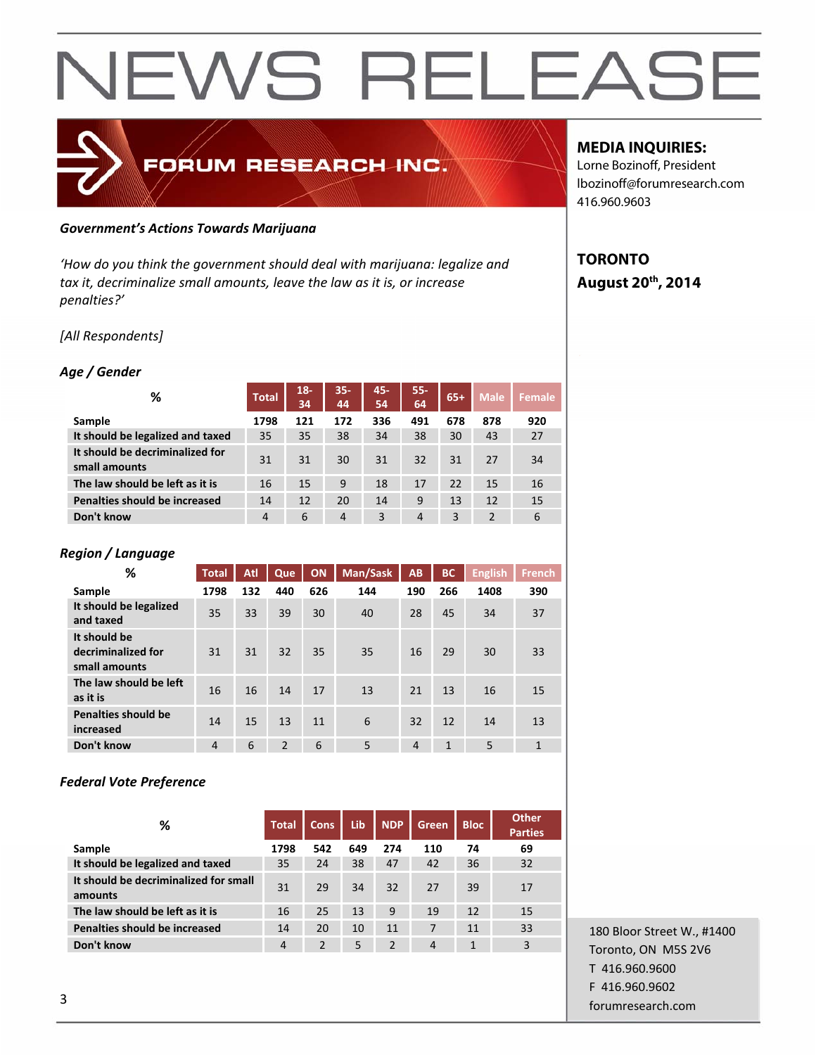# NEWS RELEASE

FORUM RESEARCH INC.

**MEDIA INQUIRIES:**
Lorne Bozinoff, President
lbozinoff@forumresearch.com
416.960.9603

**TORONTO**
**August 20th, 2014**

***Government's Actions Towards Marijuana***

*'How do you think the government should deal with marijuana: legalize and tax it, decriminalize small amounts, leave the law as it is, or increase penalties?'*

*[All Respondents]*

***Age / Gender***

| % | Total | 18-34 | 35-44 | 45-54 | 55-64 | 65+ | Male | Female |
|---|---|---|---|---|---|---|---|---|
| Sample | 1798 | 121 | 172 | 336 | 491 | 678 | 878 | 920 |
| It should be legalized and taxed | 35 | 35 | 38 | 34 | 38 | 30 | 43 | 27 |
| It should be decriminalized for small amounts | 31 | 31 | 30 | 31 | 32 | 31 | 27 | 34 |
| The law should be left as it is | 16 | 15 | 9 | 18 | 17 | 22 | 15 | 16 |
| Penalties should be increased | 14 | 12 | 20 | 14 | 9 | 13 | 12 | 15 |
| Don't know | 4 | 6 | 4 | 3 | 4 | 3 | 2 | 6 |

***Region / Language***

| % | Total | Atl | Que | ON | Man/Sask | AB | BC | English | French |
|---|---|---|---|---|---|---|---|---|---|
| Sample | 1798 | 132 | 440 | 626 | 144 | 190 | 266 | 1408 | 390 |
| It should be legalized and taxed | 35 | 33 | 39 | 30 | 40 | 28 | 45 | 34 | 37 |
| It should be decriminalized for small amounts | 31 | 31 | 32 | 35 | 35 | 16 | 29 | 30 | 33 |
| The law should be left as it is | 16 | 16 | 14 | 17 | 13 | 21 | 13 | 16 | 15 |
| Penalties should be increased | 14 | 15 | 13 | 11 | 6 | 32 | 12 | 14 | 13 |
| Don't know | 4 | 6 | 2 | 6 | 5 | 4 | 1 | 5 | 1 |

***Federal Vote Preference***

| % | Total | Cons | Lib | NDP | Green | Bloc | Other Parties |
|---|---|---|---|---|---|---|---|
| Sample | 1798 | 542 | 649 | 274 | 110 | 74 | 69 |
| It should be legalized and taxed | 35 | 24 | 38 | 47 | 42 | 36 | 32 |
| It should be decriminalized for small amounts | 31 | 29 | 34 | 32 | 27 | 39 | 17 |
| The law should be left as it is | 16 | 25 | 13 | 9 | 19 | 12 | 15 |
| Penalties should be increased | 14 | 20 | 10 | 11 | 7 | 11 | 33 |
| Don't know | 4 | 2 | 5 | 2 | 4 | 1 | 3 |

180 Bloor Street W., #1400
Toronto, ON M5S 2V6
T 416.960.9600
F 416.960.9602
forumresearch.com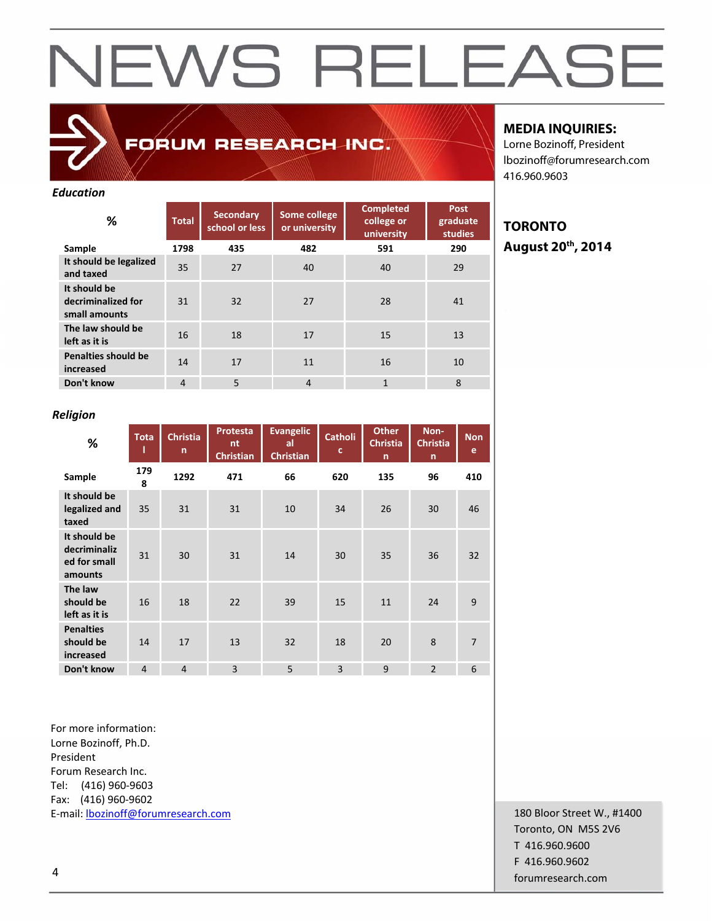# NEWS RELEASE

FORUM RESEARCH INC.

**MEDIA INQUIRIES:**
Lorne Bozinoff, President
lbozinoff@forumresearch.com
416.960.9603

**TORONTO**
**August 20th, 2014**

***Education***

| % | Total | Secondary school or less | Some college or university | Completed college or university | Post graduate studies |
|---|---|---|---|---|---|
| **Sample** | **1798** | **435** | **482** | **591** | **290** |
| **It should be legalized and taxed** | 35 | 27 | 40 | 40 | 29 |
| **It should be decriminalized for small amounts** | 31 | 32 | 27 | 28 | 41 |
| **The law should be left as it is** | 16 | 18 | 17 | 15 | 13 |
| **Penalties should be increased** | 14 | 17 | 11 | 16 | 10 |
| **Don't know** | 4 | 5 | 4 | 1 | 8 |

***Religion***

| % | Total | Christian | Protestant Christian | Evangelical Christian | Catholic | Other Christian | Non-Christian | None |
|---|---|---|---|---|---|---|---|---|
| **Sample** | **1798** | **1292** | **471** | **66** | **620** | **135** | **96** | **410** |
| **It should be legalized and taxed** | 35 | 31 | 31 | 10 | 34 | 26 | 30 | 46 |
| **It should be decriminalized for small amounts** | 31 | 30 | 31 | 14 | 30 | 35 | 36 | 32 |
| **The law should be left as it is** | 16 | 18 | 22 | 39 | 15 | 11 | 24 | 9 |
| **Penalties should be increased** | 14 | 17 | 13 | 32 | 18 | 20 | 8 | 7 |
| **Don't know** | 4 | 4 | 3 | 5 | 3 | 9 | 2 | 6 |

For more information:
Lorne Bozinoff, Ph.D.
President
Forum Research Inc.
Tel: (416) 960-9603
Fax: (416) 960-9602
E-mail: lbozinoff@forumresearch.com

180 Bloor Street W., #1400
Toronto, ON M5S 2V6
T 416.960.9600
F 416.960.9602
forumresearch.com